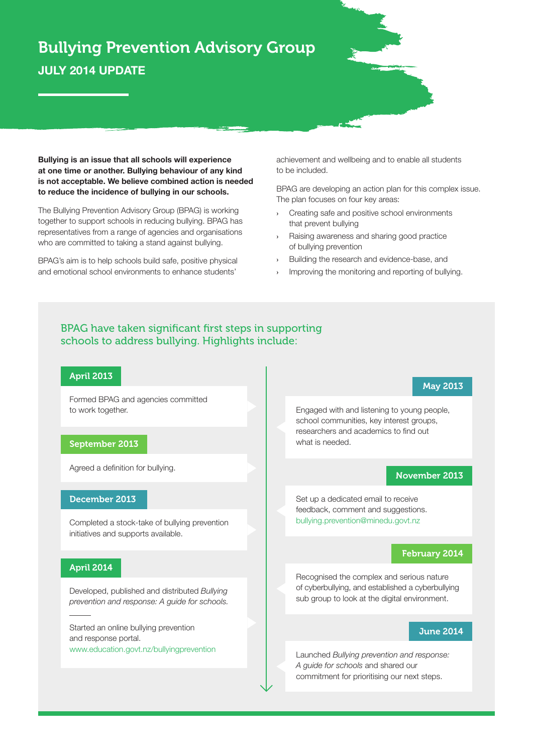# Bullying Prevention Advisory Group

## JULY 2014 UPDATE

**Bullying is an issue that all schools will experience at one time or another. Bullying behaviour of any kind is not acceptable. We believe combined action is needed to reduce the incidence of bullying in our schools.**

The Bullying Prevention Advisory Group (BPAG) is working together to support schools in reducing bullying. BPAG has representatives from a range of agencies and organisations who are committed to taking a stand against bullying.

BPAG's aim is to help schools build safe, positive physical and emotional school environments to enhance students' achievement and wellbeing and to enable all students to be included.

BPAG are developing an action plan for this complex issue. The plan focuses on four key areas:

- Creating safe and positive school environments that prevent bullying
- Raising awareness and sharing good practice of bullying prevention
- Building the research and evidence-base, and
- Improving the monitoring and reporting of bullying.

### BPAG have taken significant first steps in supporting schools to address bullying. Highlights include:

**April 2013**

Formed BPAG and agencies committed to work together.

**May 2013**

Engaged with and listening to young people, school communities, key interest groups, researchers and academics to find out what is needed.

**September 2013**

Agreed a definition for bullying.

**November 2013**

Set up a dedicated email to receive feedback, comment and suggestions. bullying.prevention@minedu.govt.nz

**December 2013**

Completed a stock-take of bullying prevention initiatives and supports available.

**February 2014**

Recognised the complex and serious nature of cyberbullying, and established a cyberbullying sub group to look at the digital environment.

**April 2014**

Developed, published and distributed *Bullying prevention and response: A guide for schools.*

---

Started an online bullying prevention and response portal. www.education.govt.nz/bullyingprevention

**June 2014**

Launched *Bullying prevention and response: A guide for schools* and shared our commitment for prioritising our next steps.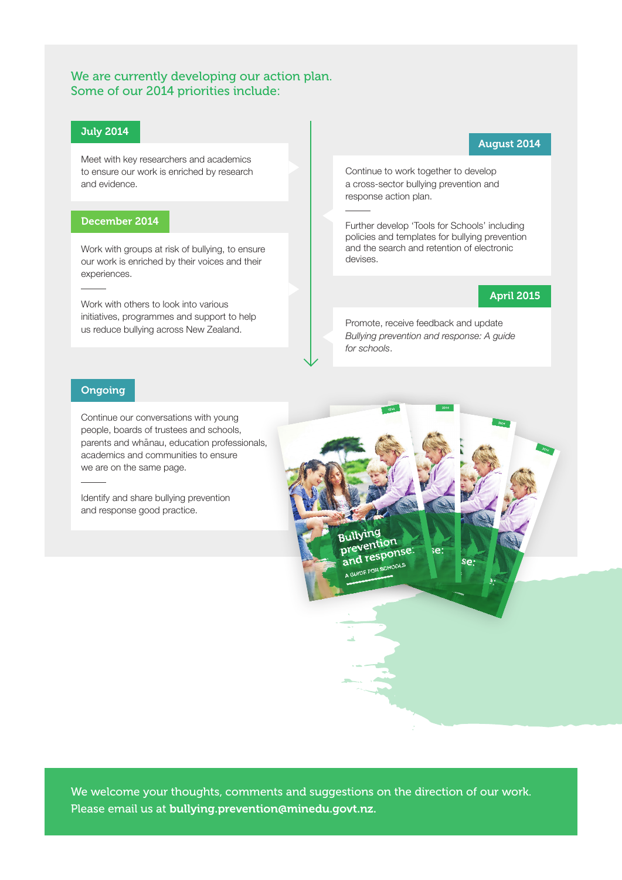## We are currently developing our action plan. Some of our 2014 priorities include:

### July 2014

Meet with key researchers and academics to ensure our work is enriched by research and evidence.

### August 2014

Continue to work together to develop a cross-sector bullying prevention and response action plan.

Further develop 'Tools for Schools' including policies and templates for bullying prevention and the search and retention of electronic devises.

### December 2014

Work with groups at risk of bullying, to ensure our work is enriched by their voices and their experiences.

Work with others to look into various initiatives, programmes and support to help us reduce bullying across New Zealand.

### April 2015

Promote, receive feedback and update *Bullying prevention and response: A guide for schools*.

### Ongoing

Continue our conversations with young people, boards of trustees and schools, parents and whānau, education professionals, academics and communities to ensure we are on the same page.

Identify and share bullying prevention and response good practice.

We welcome your thoughts, comments and suggestions on the direction of our work. Please email us at **bullying.prevention@minedu.govt.nz.**